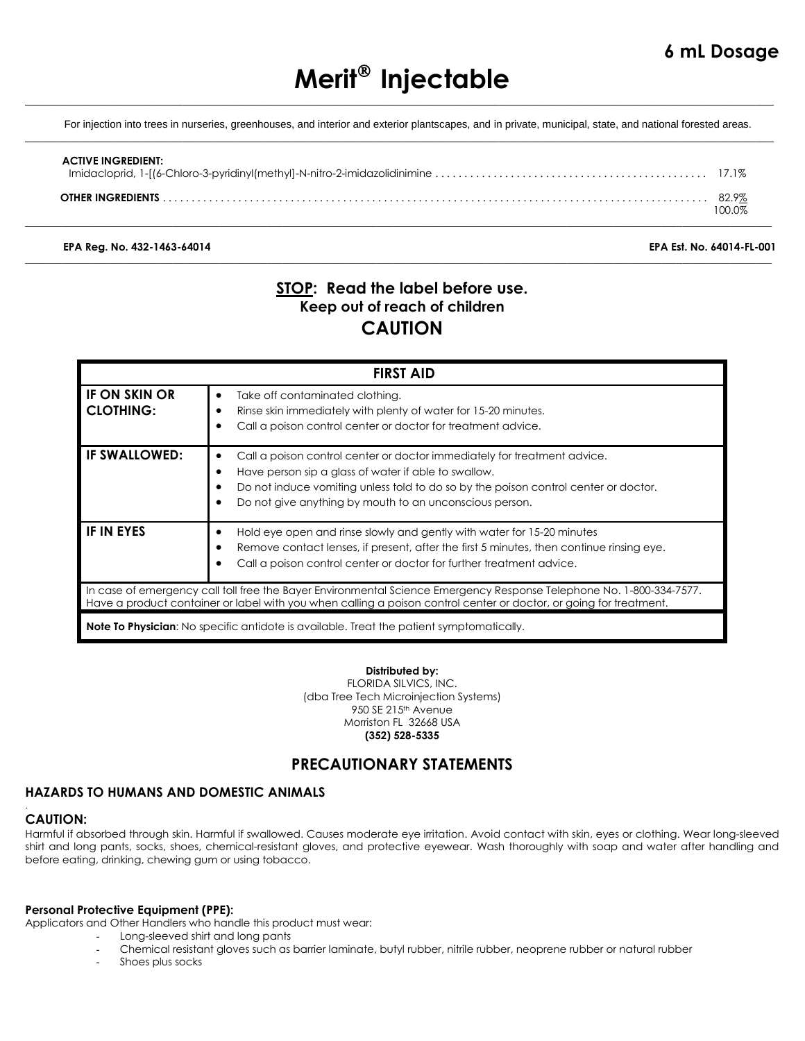**6 mL Dosage**

# Merit® Injectable

For injection into trees in nurseries, greenhouses, and interior and exterior plantscapes, and in private, municipal, state, and national forested areas.

**ACTIVE INGREDIENT:**
Imidacloprid, 1-[(6-Chloro-3-pyridinyl(methyl]-N-nitro-2-imidazolidinimine ............ 17.1%

**OTHER INGREDIENTS** ............ 82.9%
100.0%

**EPA Reg. No. 432-1463-64014** **EPA Est. No. 64014-FL-001**

## STOP: Read the label before use.
### Keep out of reach of children
## CAUTION

| FIRST AID | |
|---|---|
| **IF ON SKIN OR CLOTHING:** | • Take off contaminated clothing.<br>• Rinse skin immediately with plenty of water for 15-20 minutes.<br>• Call a poison control center or doctor for treatment advice. |
| **IF SWALLOWED:** | • Call a poison control center or doctor immediately for treatment advice.<br>• Have person sip a glass of water if able to swallow.<br>• Do not induce vomiting unless told to do so by the poison control center or doctor.<br>• Do not give anything by mouth to an unconscious person. |
| **IF IN EYES** | • Hold eye open and rinse slowly and gently with water for 15-20 minutes<br>• Remove contact lenses, if present, after the first 5 minutes, then continue rinsing eye.<br>• Call a poison control center or doctor for further treatment advice. |
| In case of emergency call toll free the Bayer Environmental Science Emergency Response Telephone No. 1-800-334-7577. Have a product container or label with you when calling a poison control center or doctor, or going for treatment. | |
| **Note To Physician**: No specific antidote is available. Treat the patient symptomatically. | |

**Distributed by:**
FLORIDA SILVICS, INC.
(dba Tree Tech Microinjection Systems)
950 SE 215th Avenue
Morriston FL 32668 USA
**(352) 528-5335**

## PRECAUTIONARY STATEMENTS

### HAZARDS TO HUMANS AND DOMESTIC ANIMALS

**CAUTION:**
Harmful if absorbed through skin. Harmful if swallowed. Causes moderate eye irritation. Avoid contact with skin, eyes or clothing. Wear long-sleeved shirt and long pants, socks, shoes, chemical-resistant gloves, and protective eyewear. Wash thoroughly with soap and water after handling and before eating, drinking, chewing gum or using tobacco.

**Personal Protective Equipment (PPE):**
Applicators and Other Handlers who handle this product must wear:

- Long-sleeved shirt and long pants
- Chemical resistant gloves such as barrier laminate, butyl rubber, nitrile rubber, neoprene rubber or natural rubber
- Shoes plus socks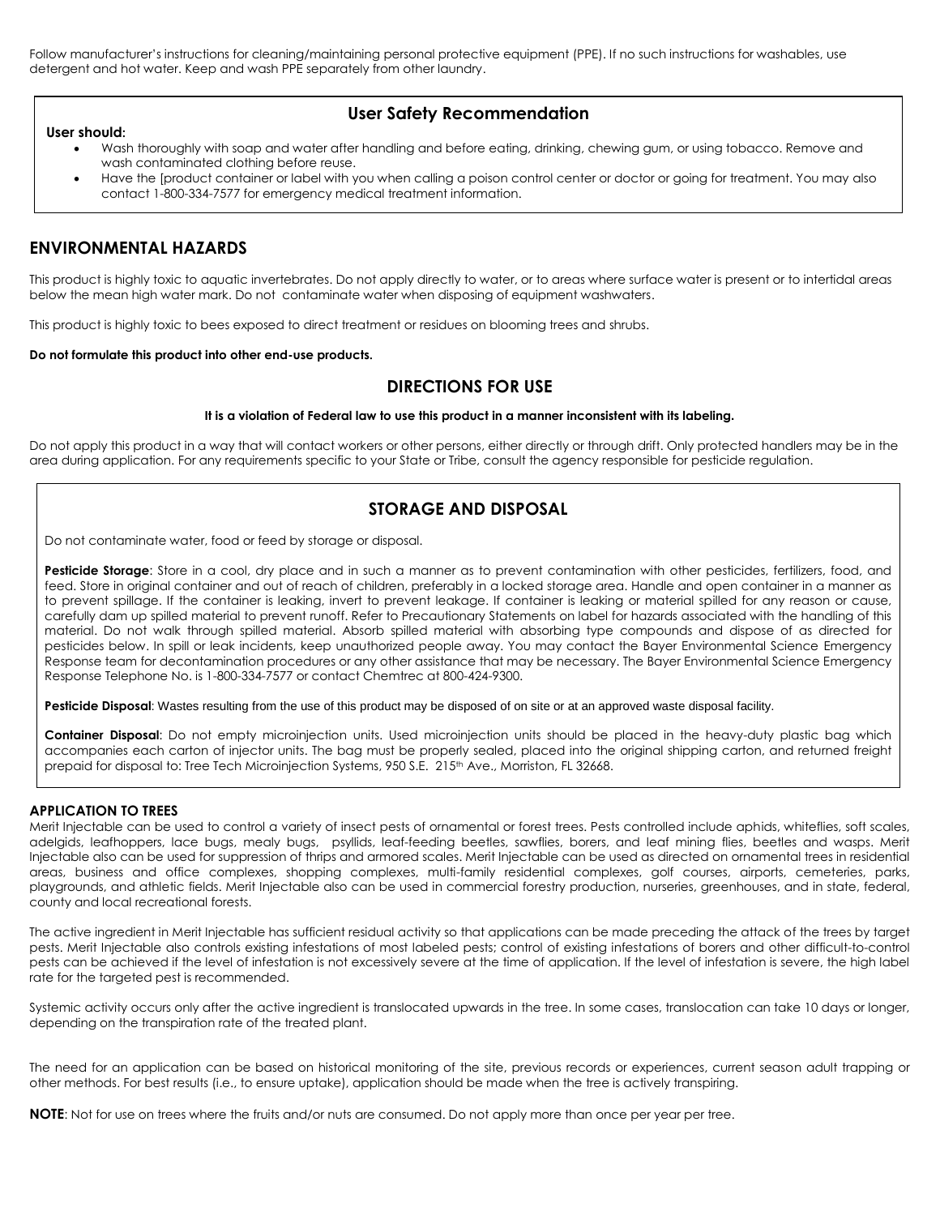Follow manufacturer's instructions for cleaning/maintaining personal protective equipment (PPE). If no such instructions for washables, use detergent and hot water. Keep and wash PPE separately from other laundry.

## User Safety Recommendation

**User should:**

- Wash thoroughly with soap and water after handling and before eating, drinking, chewing gum, or using tobacco. Remove and wash contaminated clothing before reuse.
- Have the [product container or label with you when calling a poison control center or doctor or going for treatment. You may also contact 1-800-334-7577 for emergency medical treatment information.

## ENVIRONMENTAL HAZARDS

This product is highly toxic to aquatic invertebrates. Do not apply directly to water, or to areas where surface water is present or to intertidal areas below the mean high water mark. Do not contaminate water when disposing of equipment washwaters.

This product is highly toxic to bees exposed to direct treatment or residues on blooming trees and shrubs.

**Do not formulate this product into other end-use products.**

## DIRECTIONS FOR USE

**It is a violation of Federal law to use this product in a manner inconsistent with its labeling.**

Do not apply this product in a way that will contact workers or other persons, either directly or through drift. Only protected handlers may be in the area during application. For any requirements specific to your State or Tribe, consult the agency responsible for pesticide regulation.

## STORAGE AND DISPOSAL

Do not contaminate water, food or feed by storage or disposal.

**Pesticide Storage**: Store in a cool, dry place and in such a manner as to prevent contamination with other pesticides, fertilizers, food, and feed. Store in original container and out of reach of children, preferably in a locked storage area. Handle and open container in a manner as to prevent spillage. If the container is leaking, invert to prevent leakage. If container is leaking or material spilled for any reason or cause, carefully dam up spilled material to prevent runoff. Refer to Precautionary Statements on label for hazards associated with the handling of this material. Do not walk through spilled material. Absorb spilled material with absorbing type compounds and dispose of as directed for pesticides below. In spill or leak incidents, keep unauthorized people away. You may contact the Bayer Environmental Science Emergency Response team for decontamination procedures or any other assistance that may be necessary. The Bayer Environmental Science Emergency Response Telephone No. is 1-800-334-7577 or contact Chemtrec at 800-424-9300.

**Pesticide Disposal**: Wastes resulting from the use of this product may be disposed of on site or at an approved waste disposal facility.

**Container Disposal**: Do not empty microinjection units. Used microinjection units should be placed in the heavy-duty plastic bag which accompanies each carton of injector units. The bag must be properly sealed, placed into the original shipping carton, and returned freight prepaid for disposal to: Tree Tech Microinjection Systems, 950 S.E. 215th Ave., Morriston, FL 32668.

### APPLICATION TO TREES

Merit Injectable can be used to control a variety of insect pests of ornamental or forest trees. Pests controlled include aphids, whiteflies, soft scales, adelgids, leafhoppers, lace bugs, mealy bugs, psyllids, leaf-feeding beetles, sawflies, borers, and leaf mining flies, beetles and wasps. Merit Injectable also can be used for suppression of thrips and armored scales. Merit Injectable can be used as directed on ornamental trees in residential areas, business and office complexes, shopping complexes, multi-family residential complexes, golf courses, airports, cemeteries, parks, playgrounds, and athletic fields. Merit Injectable also can be used in commercial forestry production, nurseries, greenhouses, and in state, federal, county and local recreational forests.

The active ingredient in Merit Injectable has sufficient residual activity so that applications can be made preceding the attack of the trees by target pests. Merit Injectable also controls existing infestations of most labeled pests; control of existing infestations of borers and other difficult-to-control pests can be achieved if the level of infestation is not excessively severe at the time of application. If the level of infestation is severe, the high label rate for the targeted pest is recommended.

Systemic activity occurs only after the active ingredient is translocated upwards in the tree. In some cases, translocation can take 10 days or longer, depending on the transpiration rate of the treated plant.

The need for an application can be based on historical monitoring of the site, previous records or experiences, current season adult trapping or other methods. For best results (i.e., to ensure uptake), application should be made when the tree is actively transpiring.

**NOTE**: Not for use on trees where the fruits and/or nuts are consumed. Do not apply more than once per year per tree.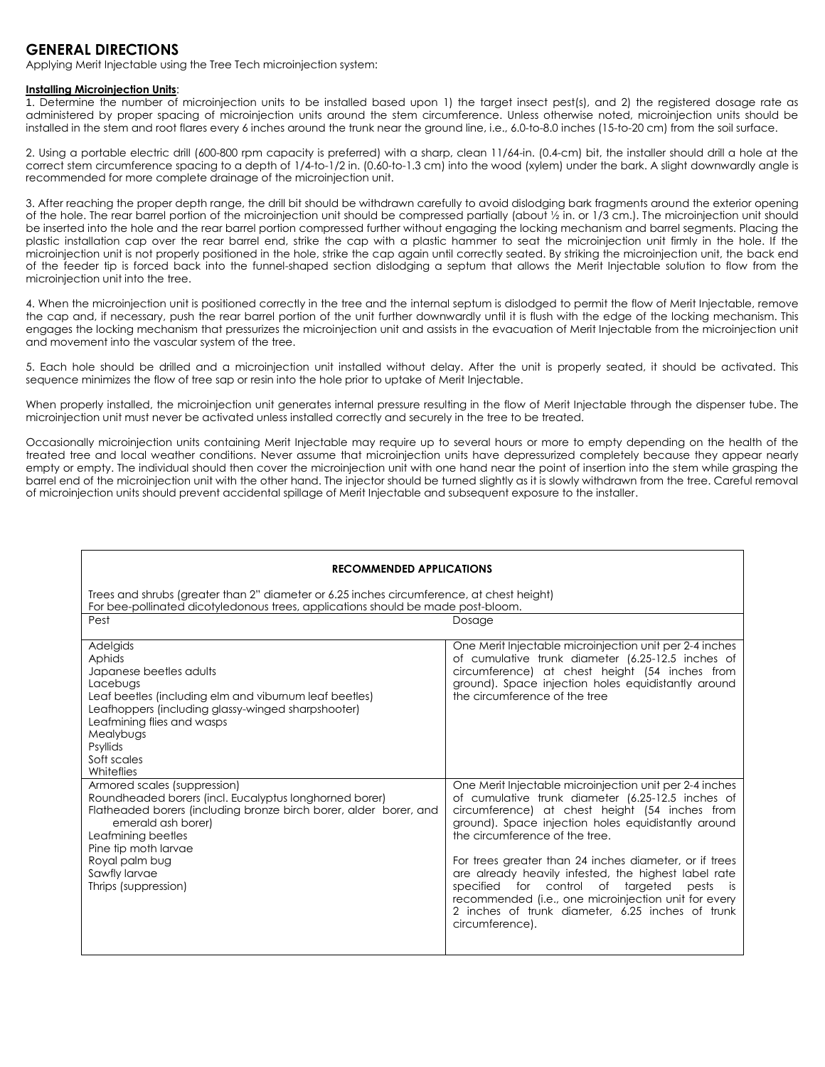## GENERAL DIRECTIONS

Applying Merit Injectable using the Tree Tech microinjection system:

**Installing Microinjection Units**:

1. Determine the number of microinjection units to be installed based upon 1) the target insect pest(s), and 2) the registered dosage rate as administered by proper spacing of microinjection units around the stem circumference. Unless otherwise noted, microinjection units should be installed in the stem and root flares every 6 inches around the trunk near the ground line, i.e., 6.0-to-8.0 inches (15-to-20 cm) from the soil surface.

2. Using a portable electric drill (600-800 rpm capacity is preferred) with a sharp, clean 11/64-in. (0.4-cm) bit, the installer should drill a hole at the correct stem circumference spacing to a depth of 1/4-to-1/2 in. (0.60-to-1.3 cm) into the wood (xylem) under the bark. A slight downwardly angle is recommended for more complete drainage of the microinjection unit.

3. After reaching the proper depth range, the drill bit should be withdrawn carefully to avoid dislodging bark fragments around the exterior opening of the hole. The rear barrel portion of the microinjection unit should be compressed partially (about ½ in. or 1/3 cm.). The microinjection unit should be inserted into the hole and the rear barrel portion compressed further without engaging the locking mechanism and barrel segments. Placing the plastic installation cap over the rear barrel end, strike the cap with a plastic hammer to seat the microinjection unit firmly in the hole. If the microinjection unit is not properly positioned in the hole, strike the cap again until correctly seated. By striking the microinjection unit, the back end of the feeder tip is forced back into the funnel-shaped section dislodging a septum that allows the Merit Injectable solution to flow from the microinjection unit into the tree.

4. When the microinjection unit is positioned correctly in the tree and the internal septum is dislodged to permit the flow of Merit Injectable, remove the cap and, if necessary, push the rear barrel portion of the unit further downwardly until it is flush with the edge of the locking mechanism. This engages the locking mechanism that pressurizes the microinjection unit and assists in the evacuation of Merit Injectable from the microinjection unit and movement into the vascular system of the tree.

5. Each hole should be drilled and a microinjection unit installed without delay. After the unit is properly seated, it should be activated. This sequence minimizes the flow of tree sap or resin into the hole prior to uptake of Merit Injectable.

When properly installed, the microinjection unit generates internal pressure resulting in the flow of Merit Injectable through the dispenser tube. The microinjection unit must never be activated unless installed correctly and securely in the tree to be treated.

Occasionally microinjection units containing Merit Injectable may require up to several hours or more to empty depending on the health of the treated tree and local weather conditions. Never assume that microinjection units have depressurized completely because they appear nearly empty or empty. The individual should then cover the microinjection unit with one hand near the point of insertion into the stem while grasping the barrel end of the microinjection unit with the other hand. The injector should be turned slightly as it is slowly withdrawn from the tree. Careful removal of microinjection units should prevent accidental spillage of Merit Injectable and subsequent exposure to the installer.

**RECOMMENDED APPLICATIONS**

Trees and shrubs (greater than 2" diameter or 6.25 inches circumference, at chest height)
For bee-pollinated dicotyledonous trees, applications should be made post-bloom.

| Pest | Dosage |
|---|---|
| Adelgids<br>Aphids<br>Japanese beetles adults<br>Lacebugs<br>Leaf beetles (including elm and viburnum leaf beetles)<br>Leafhoppers (including glassy-winged sharpshooter)<br>Leafmining flies and wasps<br>Mealybugs<br>Psyllids<br>Soft scales<br>Whiteflies | One Merit Injectable microinjection unit per 2-4 inches of cumulative trunk diameter (6.25-12.5 inches of circumference) at chest height (54 inches from ground). Space injection holes equidistantly around the circumference of the tree |
| Armored scales (suppression)<br>Roundheaded borers (incl. Eucalyptus longhorned borer)<br>Flatheaded borers (including bronze birch borer, alder borer, and emerald ash borer)<br>Leafmining beetles<br>Pine tip moth larvae<br>Royal palm bug<br>Sawfly larvae<br>Thrips (suppression) | One Merit Injectable microinjection unit per 2-4 inches of cumulative trunk diameter (6.25-12.5 inches of circumference) at chest height (54 inches from ground). Space injection holes equidistantly around the circumference of the tree.<br><br>For trees greater than 24 inches diameter, or if trees are already heavily infested, the highest label rate specified for control of targeted pests is recommended (i.e., one microinjection unit for every 2 inches of trunk diameter, 6.25 inches of trunk circumference). |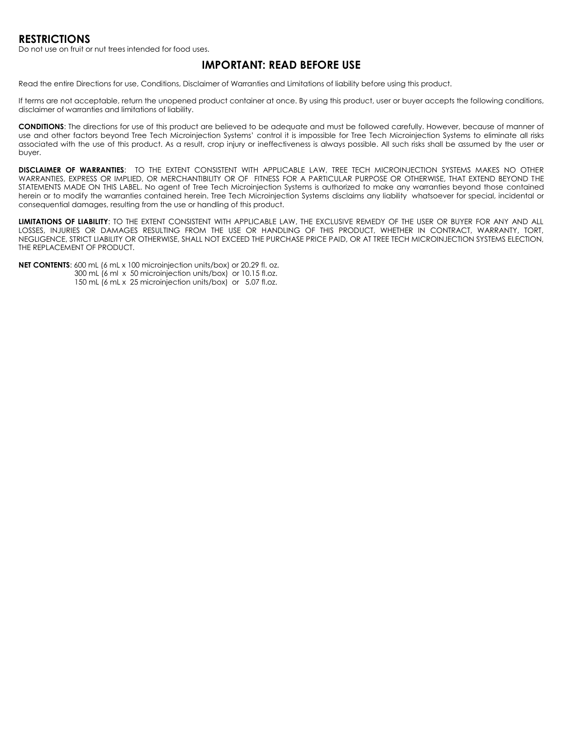## RESTRICTIONS

Do not use on fruit or nut trees intended for food uses.

## IMPORTANT: READ BEFORE USE

Read the entire Directions for use, Conditions, Disclaimer of Warranties and Limitations of liability before using this product.

If terms are not acceptable, return the unopened product container at once. By using this product, user or buyer accepts the following conditions, disclaimer of warranties and limitations of liability.

**CONDITIONS**: The directions for use of this product are believed to be adequate and must be followed carefully. However, because of manner of use and other factors beyond Tree Tech Microinjection Systems' control it is impossible for Tree Tech Microinjection Systems to eliminate all risks associated with the use of this product. As a result, crop injury or ineffectiveness is always possible. All such risks shall be assumed by the user or buyer.

**DISCLAIMER OF WARRANTIES**: TO THE EXTENT CONSISTENT WITH APPLICABLE LAW, TREE TECH MICROINJECTION SYSTEMS MAKES NO OTHER WARRANTIES, EXPRESS OR IMPLIED, OR MERCHANTIBILITY OR OF FITNESS FOR A PARTICULAR PURPOSE OR OTHERWISE, THAT EXTEND BEYOND THE STATEMENTS MADE ON THIS LABEL. No agent of Tree Tech Microinjection Systems is authorized to make any warranties beyond those contained herein or to modify the warranties contained herein. Tree Tech Microinjection Systems disclaims any liability whatsoever for special, incidental or consequential damages, resulting from the use or handling of this product.

**LIMITATIONS OF LIABILITY**: TO THE EXTENT CONSISTENT WITH APPLICABLE LAW, THE EXCLUSIVE REMEDY OF THE USER OR BUYER FOR ANY AND ALL LOSSES, INJURIES OR DAMAGES RESULTING FROM THE USE OR HANDLING OF THIS PRODUCT, WHETHER IN CONTRACT, WARRANTY, TORT, NEGLIGENCE, STRICT LIABILITY OR OTHERWISE, SHALL NOT EXCEED THE PURCHASE PRICE PAID, OR AT TREE TECH MICROINJECTION SYSTEMS ELECTION, THE REPLACEMENT OF PRODUCT.

**NET CONTENTS**: 600 mL (6 mL x 100 microinjection units/box) or 20.29 fl. oz.
300 mL (6 ml x 50 microinjection units/box) or 10.15 fl.oz.
150 mL (6 mL x 25 microinjection units/box) or 5.07 fl.oz.